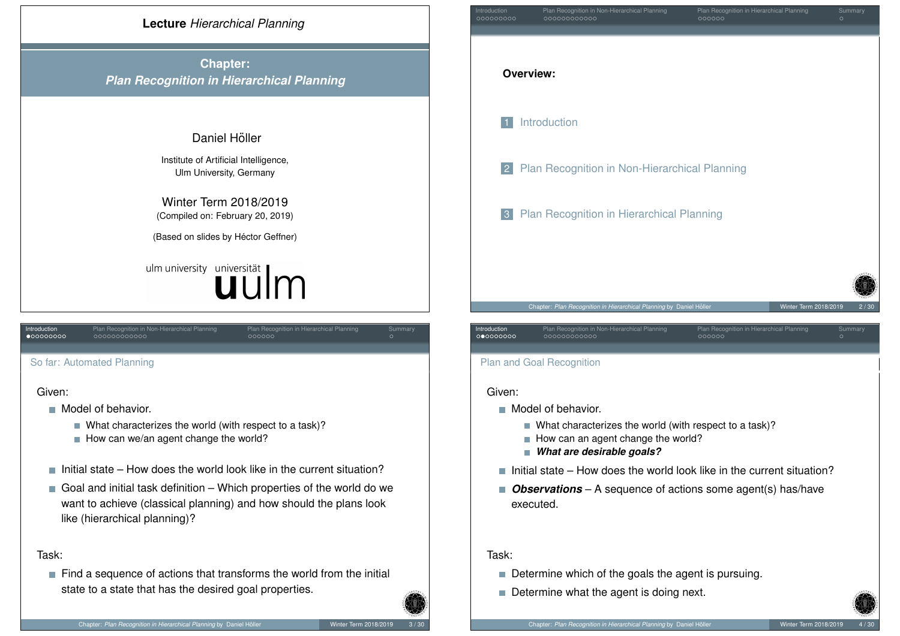**Lecture** *Hierarchical Planning*

# Chapter: *Plan Recognition in Hierarchical Planning*

Daniel Höller

Institute of Artificial Intelligence,
Ulm University, Germany

Winter Term 2018/2019
(Compiled on: February 20, 2019)

(Based on slides by Héctor Geffner)

ulm university universität uulm

---

**Overview:**

1. Introduction
2. Plan Recognition in Non-Hierarchical Planning
3. Plan Recognition in Hierarchical Planning

---

## So far: Automated Planning

Given:

- Model of behavior.
  - What characterizes the world (with respect to a task)?
  - How can we/an agent change the world?
- Initial state – How does the world look like in the current situation?
- Goal and initial task definition – Which properties of the world do we want to achieve (classical planning) and how should the plans look like (hierarchical planning)?

Task:

- Find a sequence of actions that transforms the world from the initial state to a state that has the desired goal properties.

---

## Plan and Goal Recognition

Given:

- Model of behavior.
  - What characterizes the world (with respect to a task)?
  - How can an agent change the world?
  - ***What are desirable goals?***
- Initial state – How does the world look like in the current situation?
- ***Observations*** – A sequence of actions some agent(s) has/have executed.

Task:

- Determine which of the goals the agent is pursuing.
- Determine what the agent is doing next.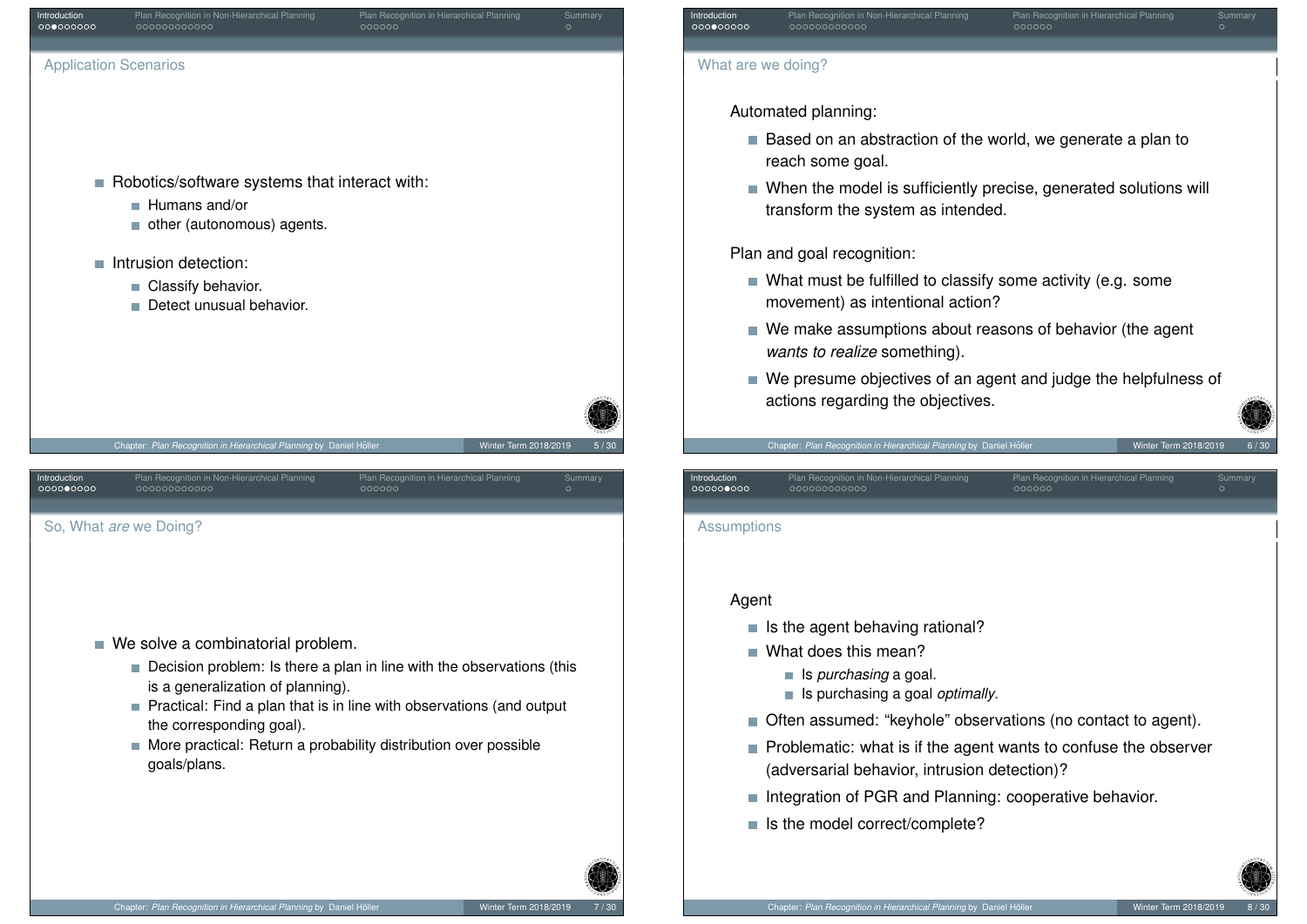## Application Scenarios

- Robotics/software systems that interact with:
  - Humans and/or
  - other (autonomous) agents.
- Intrusion detection:
  - Classify behavior.
  - Detect unusual behavior.

## What are we doing?

Automated planning:

- Based on an abstraction of the world, we generate a plan to reach some goal.
- When the model is sufficiently precise, generated solutions will transform the system as intended.

Plan and goal recognition:

- What must be fulfilled to classify some activity (e.g. some movement) as intentional action?
- We make assumptions about reasons of behavior (the agent *wants to realize* something).
- We presume objectives of an agent and judge the helpfulness of actions regarding the objectives.

## So, What *are* we Doing?

- We solve a combinatorial problem.
  - Decision problem: Is there a plan in line with the observations (this is a generalization of planning).
  - Practical: Find a plan that is in line with observations (and output the corresponding goal).
  - More practical: Return a probability distribution over possible goals/plans.

## Assumptions

Agent

- Is the agent behaving rational?
- What does this mean?
  - Is *purchasing* a goal.
  - Is purchasing a goal *optimally*.
- Often assumed: “keyhole” observations (no contact to agent).
- Problematic: what is if the agent wants to confuse the observer (adversarial behavior, intrusion detection)?
- Integration of PGR and Planning: cooperative behavior.
- Is the model correct/complete?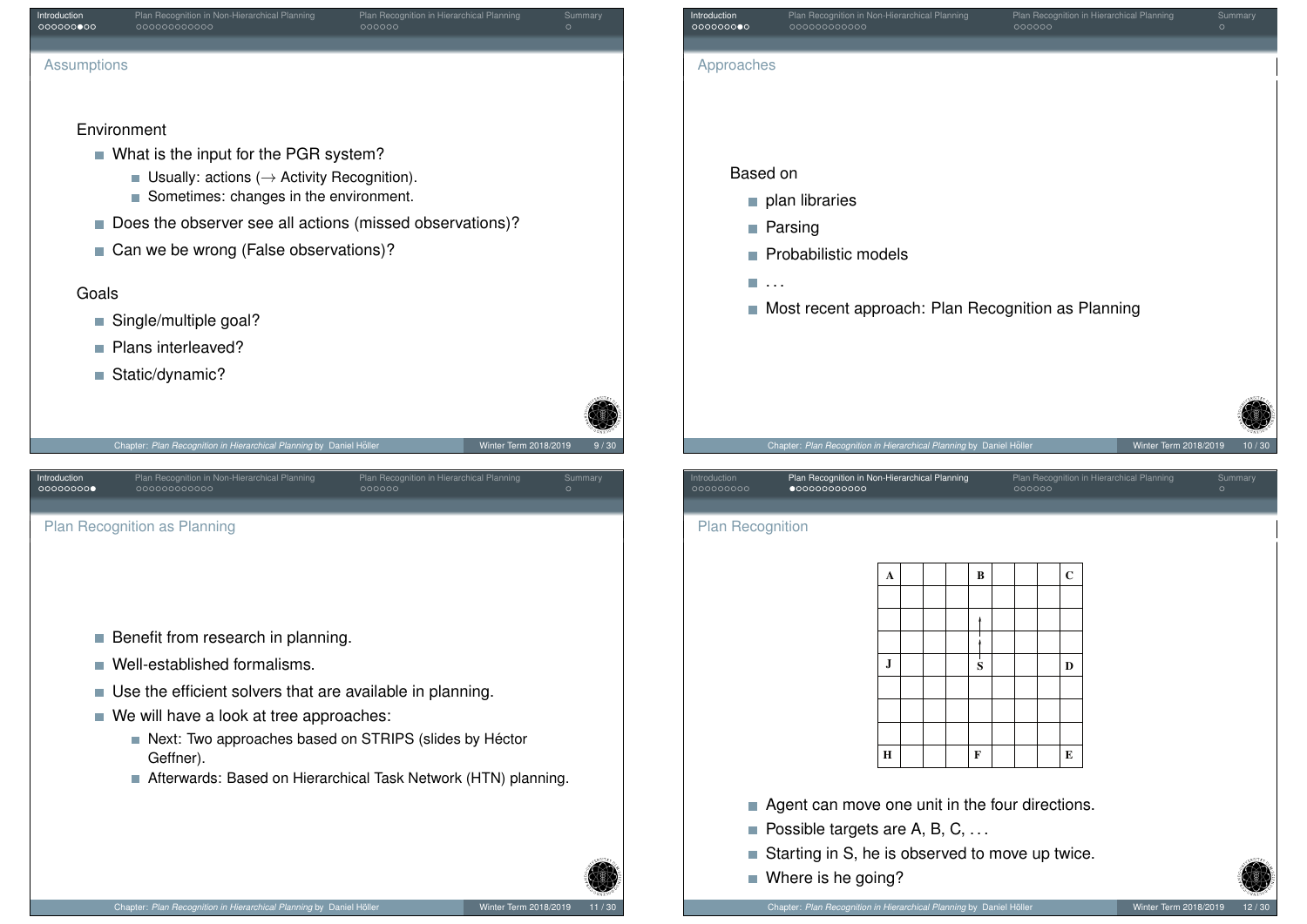## Assumptions

Environment

- What is the input for the PGR system?
  - Usually: actions (→ Activity Recognition).
  - Sometimes: changes in the environment.
- Does the observer see all actions (missed observations)?
- Can we be wrong (False observations)?

Goals

- Single/multiple goal?
- Plans interleaved?
- Static/dynamic?

## Approaches

Based on

- plan libraries
- Parsing
- Probabilistic models
- ...
- Most recent approach: Plan Recognition as Planning

## Plan Recognition as Planning

- Benefit from research in planning.
- Well-established formalisms.
- Use the efficient solvers that are available in planning.
- We will have a look at tree approaches:
  - Next: Two approaches based on STRIPS (slides by Héctor Geffner).
  - Afterwards: Based on Hierarchical Task Network (HTN) planning.

## Plan Recognition

| A | | | | B | | | | C |
|---|---|---|---|---|---|---|---|---|
| | | | | | | | | |
| | | | | ↑ | | | | |
| | | | | ↑ | | | | |
| J | | | | S | | | | D |
| | | | | | | | | |
| | | | | | | | | |
| | | | | | | | | |
| H | | | | F | | | | E |

- Agent can move one unit in the four directions.
- Possible targets are A, B, C, ...
- Starting in S, he is observed to move up twice.
- Where is he going?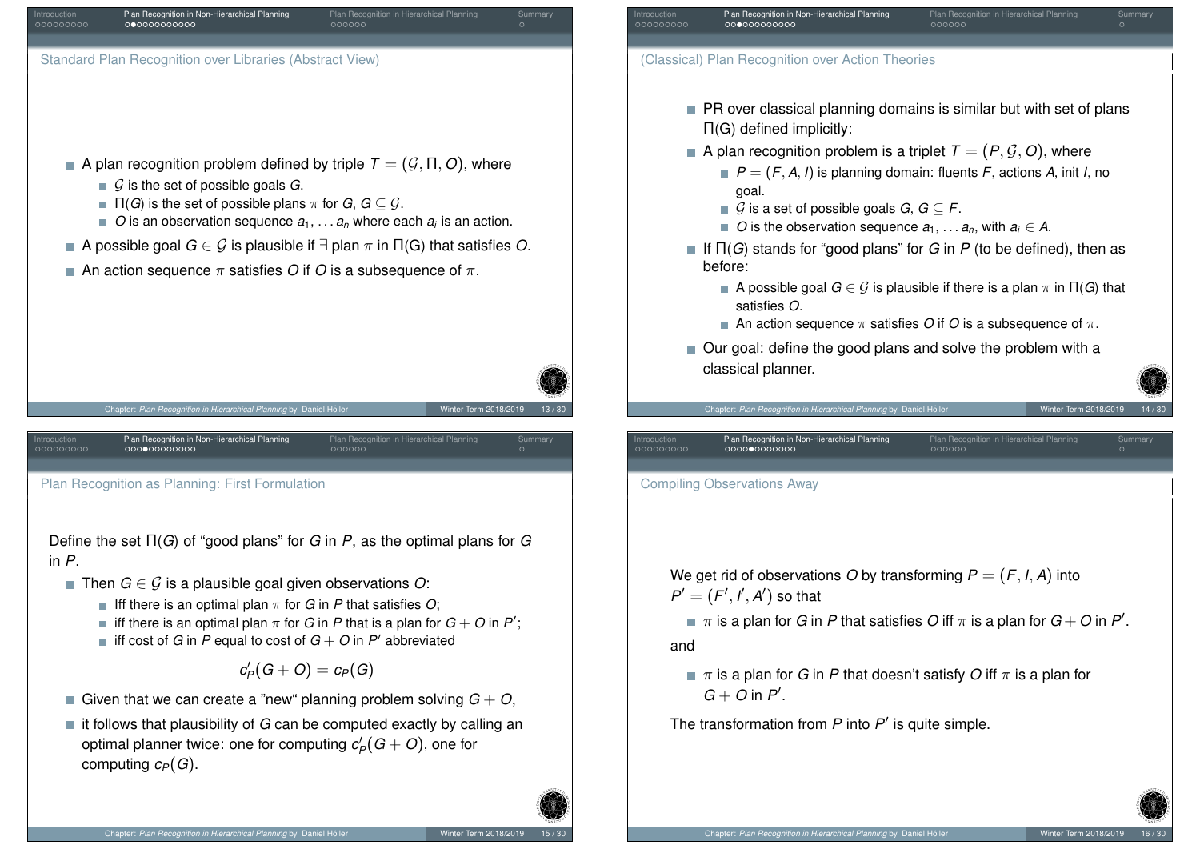## Standard Plan Recognition over Libraries (Abstract View)

- A plan recognition problem defined by triple $T = (\mathcal{G}, \Pi, O)$, where
  - $\mathcal{G}$ is the set of possible goals $G$.
  - $\Pi(G)$ is the set of possible plans $\pi$ for $G$, $G \subseteq \mathcal{G}$.
  - $O$ is an observation sequence $a_1, \ldots a_n$ where each $a_i$ is an action.
- A possible goal $G \in \mathcal{G}$ is plausible if $\exists$ plan $\pi$ in $\Pi$(G) that satisfies $O$.
- An action sequence $\pi$ satisfies $O$ if $O$ is a subsequence of $\pi$.

## (Classical) Plan Recognition over Action Theories

- PR over classical planning domains is similar but with set of plans $\Pi$(G) defined implicitly:
- A plan recognition problem is a triplet $T = (P, \mathcal{G}, O)$, where
  - $P = (F, A, I)$ is planning domain: fluents $F$, actions $A$, init $I$, no goal.
  - $\mathcal{G}$ is a set of possible goals $G$, $G \subseteq F$.
  - $O$ is the observation sequence $a_1, \ldots a_n$, with $a_i \in A$.
- If $\Pi(G)$ stands for "good plans" for $G$ in $P$ (to be defined), then as before:
  - A possible goal $G \in \mathcal{G}$ is plausible if there is a plan $\pi$ in $\Pi(G)$ that satisfies $O$.
  - An action sequence $\pi$ satisfies $O$ if $O$ is a subsequence of $\pi$.
- Our goal: define the good plans and solve the problem with a classical planner.

## Plan Recognition as Planning: First Formulation

Define the set $\Pi(G)$ of "good plans" for $G$ in $P$, as the optimal plans for $G$ in $P$.

- Then $G \in \mathcal{G}$ is a plausible goal given observations $O$:
  - Iff there is an optimal plan $\pi$ for $G$ in $P$ that satisfies $O$;
  - iff there is an optimal plan $\pi$ for $G$ in $P$ that is a plan for $G + O$ in $P'$;
  - iff cost of $G$ in $P$ equal to cost of $G + O$ in $P'$ abbreviated

$$c'_P(G + O) = c_P(G)$$

- Given that we can create a "new" planning problem solving $G + O$,
- it follows that plausibility of $G$ can be computed exactly by calling an optimal planner twice: one for computing $c'_P(G + O)$, one for computing $c_P(G)$.

## Compiling Observations Away

We get rid of observations $O$ by transforming $P = (F, I, A)$ into $P' = (F', I', A')$ so that

- $\pi$ is a plan for $G$ in $P$ that satisfies $O$ iff $\pi$ is a plan for $G + O$ in $P'$.

and

- $\pi$ is a plan for $G$ in $P$ that doesn't satisfy $O$ iff $\pi$ is a plan for $G + \overline{O}$ in $P'$.

The transformation from $P$ into $P'$ is quite simple.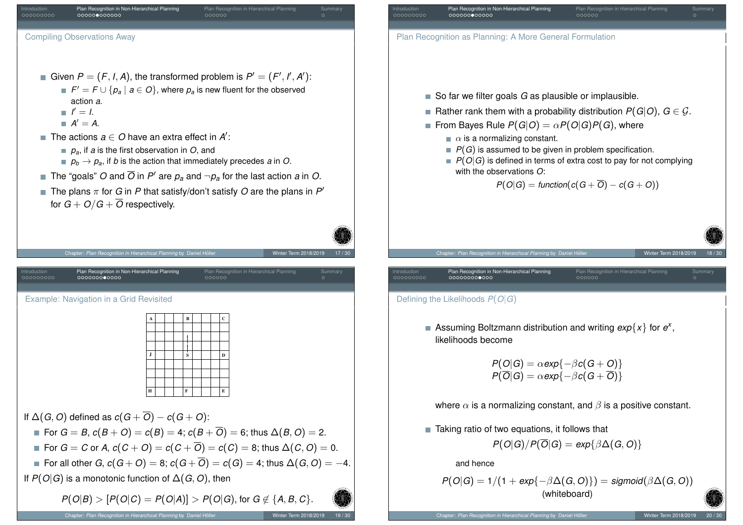## Compiling Observations Away

- Given $P = (F, I, A)$, the transformed problem is $P' = (F', I', A')$:
  - $F' = F \cup \{p_a \mid a \in O\}$, where $p_a$ is new fluent for the observed action $a$.
  - $I' = I$.
  - $A' = A$.
- The actions $a \in O$ have an extra effect in $A'$:
  - $p_a$, if $a$ is the first observation in $O$, and
  - $p_b \rightarrow p_a$, if $b$ is the action that immediately precedes $a$ in $O$.
- The "goals" $O$ and $\overline{O}$ in $P'$ are $p_a$ and $\neg p_a$ for the last action $a$ in $O$.
- The plans $\pi$ for $G$ in $P$ that satisfy/don't satisfy $O$ are the plans in $P'$ for $G + O/G + \overline{O}$ respectively.

## Plan Recognition as Planning: A More General Formulation

- So far we filter goals $G$ as plausible or implausible.
- Rather rank them with a probability distribution $P(G|O)$, $G \in \mathcal{G}$.
- From Bayes Rule $P(G|O) = \alpha P(O|G)P(G)$, where
  - $\alpha$ is a normalizing constant.
  - $P(G)$ is assumed to be given in problem specification.
  - $P(O|G)$ is defined in terms of extra cost to pay for not complying with the observations $O$:

$$P(O|G) = function(c(G + \overline{O}) - c(G + O))$$

## Example: Navigation in a Grid Revisited

| A | | | | B | | | | C |
|---|---|---|---|---|---|---|---|---|
| | | | | | | | | |
| | | | | \| | | | | |
| | | | | \| | | | | |
| J | | | | S | | | | D |
| | | | | | | | | |
| | | | | | | | | |
| H | | | | F | | | | E |

If $\Delta(G, O)$ defined as $c(G + \overline{O}) - c(G + O)$:

- For $G = B$, $c(B + O) = c(B) = 4$; $c(B + \overline{O}) = 6$; thus $\Delta(B, O) = 2$.
- For $G = C$ or $A$, $c(C + O) = c(C + \overline{O}) = c(C) = 8$; thus $\Delta(C, O) = 0$.
- For all other $G$, $c(G + O) = 8$; $c(G + \overline{O}) = c(G) = 4$; thus $\Delta(G, O) = -4$.

If $P(O|G)$ is a monotonic function of $\Delta(G, O)$, then

$$P(O|B) > [P(O|C) = P(O|A)] > P(O|G), \text{ for } G \notin \{A, B, C\}.$$

## Defining the Likelihoods $P(O|G)$

- Assuming Boltzmann distribution and writing $exp\{x\}$ for $e^x$, likelihoods become

$$P(O|G) = \alpha exp\{-\beta c(G + O)\}$$
$$P(\overline{O}|G) = \alpha exp\{-\beta c(G + \overline{O})\}$$

where $\alpha$ is a normalizing constant, and $\beta$ is a positive constant.

- Taking ratio of two equations, it follows that

$$P(O|G)/P(\overline{O}|G) = exp\{\beta \Delta(G, O)\}$$

and hence

$$P(O|G) = 1/(1 + exp\{-\beta \Delta(G, O)\}) = sigmoid(\beta \Delta(G, O))$$

(whiteboard)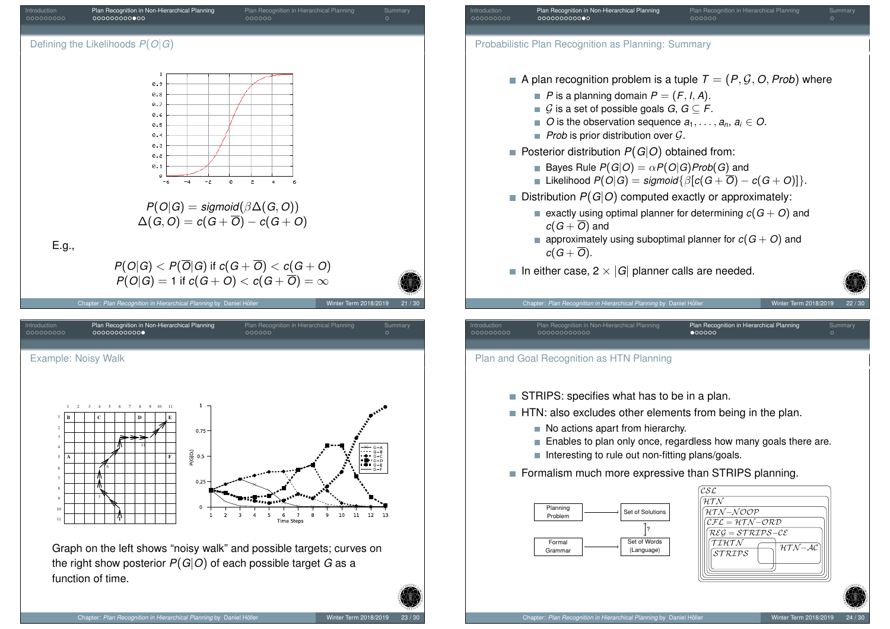## Defining the Likelihoods $P(O|G)$

$$P(O|G) = sigmoid(\beta\Delta(G,O))$$
$$\Delta(G,O) = c(G+\overline{O}) - c(G+O)$$

E.g.,

$$P(O|G) < P(\overline{O}|G) \text{ if } c(G+\overline{O}) < c(G+O)$$
$$P(O|G) = 1 \text{ if } c(G+O) < c(G+\overline{O}) = \infty$$

## Probabilistic Plan Recognition as Planning: Summary

- A plan recognition problem is a tuple $T = (P, \mathcal{G}, O, Prob)$ where
  - $P$ is a planning domain $P = (F, I, A)$.
  - $\mathcal{G}$ is a set of possible goals $G$, $G \subseteq F$.
  - $O$ is the observation sequence $a_1, \ldots, a_n$, $a_i \in O$.
  - $Prob$ is prior distribution over $\mathcal{G}$.
- Posterior distribution $P(G|O)$ obtained from:
  - Bayes Rule $P(G|O) = \alpha P(O|G) Prob(G)$ and
  - Likelihood $P(O|G) = sigmoid\{\beta[c(G+\overline{O}) - c(G+O)]\}$.
- Distribution $P(G|O)$ computed exactly or approximately:
  - exactly using optimal planner for determining $c(G+O)$ and $c(G+\overline{O})$ and
  - approximately using suboptimal planner for $c(G+O)$ and $c(G+\overline{O})$.
- In either case, $2 \times |G|$ planner calls are needed.

## Example: Noisy Walk

Graph on the left shows "noisy walk" and possible targets; curves on the right show posterior $P(G|O)$ of each possible target $G$ as a function of time.

## Plan and Goal Recognition as HTN Planning

- STRIPS: specifies what has to be in a plan.
- HTN: also excludes other elements from being in the plan.
  - No actions apart from hierarchy.
  - Enables to plan only once, regardless how many goals there are.
  - Interesting to rule out non-fitting plans/goals.
- Formalism much more expressive than STRIPS planning.

Planning Problem → Set of Solutions

Formal Grammar → Set of Words (Language)

$\mathcal{CSL}$ ⊃ $\mathcal{HTN}$ ⊃ $\mathcal{HTN}$–$\mathcal{NOOP}$ ⊃ $\mathcal{CFL} = \mathcal{HTN}$–$\mathcal{ORD}$ ⊃ $\mathcal{REG} = \mathcal{STRIPS}$–$\mathcal{CE}$ ⊃ $\mathcal{TIHTN}$, $\mathcal{STRIPS}$, $\mathcal{HTN}$–$\mathcal{AC}$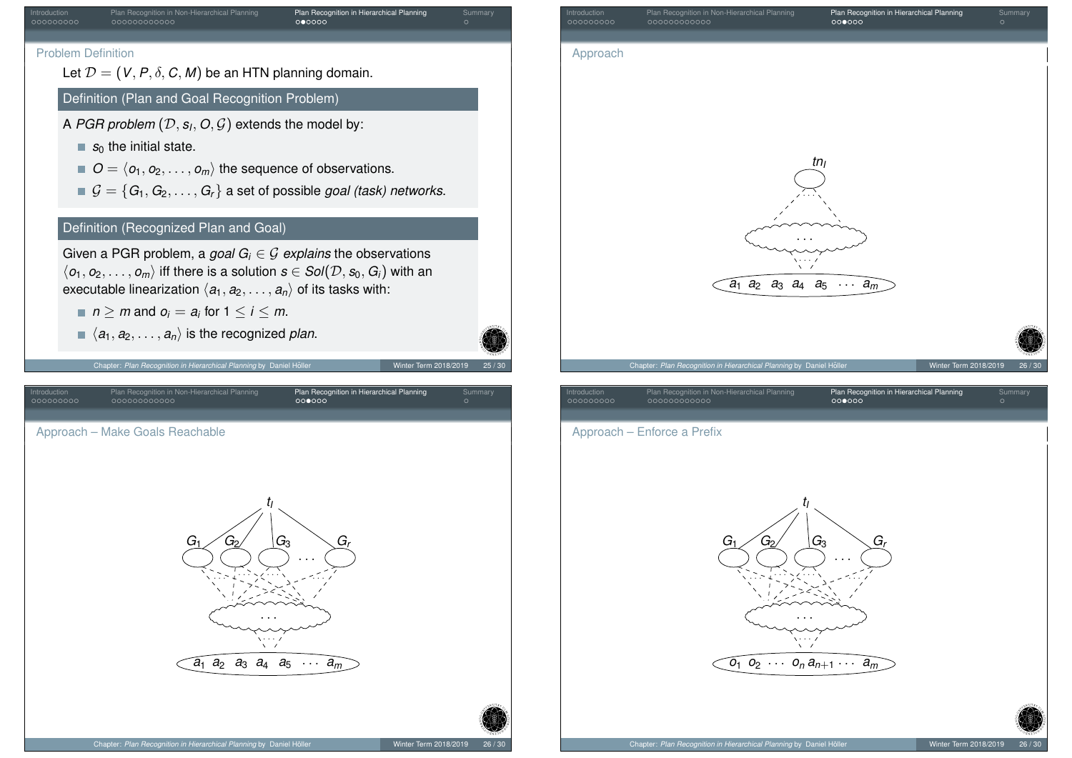## Problem Definition

Let $\mathcal{D} = (V, P, \delta, C, M)$ be an HTN planning domain.

**Definition (Plan and Goal Recognition Problem)**

A *PGR problem* $(\mathcal{D}, s_I, O, \mathcal{G})$ extends the model by:

- $s_0$ the initial state.
- $O = \langle o_1, o_2, \ldots, o_m \rangle$ the sequence of observations.
- $\mathcal{G} = \{G_1, G_2, \ldots, G_r\}$ a set of possible *goal (task) networks*.

**Definition (Recognized Plan and Goal)**

Given a PGR problem, a *goal* $G_i \in \mathcal{G}$ *explains* the observations $\langle o_1, o_2, \ldots, o_m \rangle$ iff there is a solution $s \in Sol(\mathcal{D}, s_0, G_i)$ with an executable linearization $\langle a_1, a_2, \ldots, a_n \rangle$ of its tasks with:

- $n \geq m$ and $o_i = a_i$ for $1 \leq i \leq m$.
- $\langle a_1, a_2, \ldots, a_n \rangle$ is the recognized *plan*.

## Approach

$tn_I$

$\ldots$

$a_1 \; a_2 \; a_3 \; a_4 \; a_5 \; \cdots \; a_m$

## Approach – Make Goals Reachable

$t_I$

$G_1 \quad G_2 \quad G_3 \quad \cdots \quad G_r$

$\ldots$

$a_1 \; a_2 \; a_3 \; a_4 \; a_5 \; \cdots \; a_m$

## Approach – Enforce a Prefix

$t_I$

$G_1 \quad G_2 \quad G_3 \quad \cdots \quad G_r$

$\ldots$

$o_1 \; o_2 \; \cdots \; o_n \, a_{n+1} \cdots \; a_m$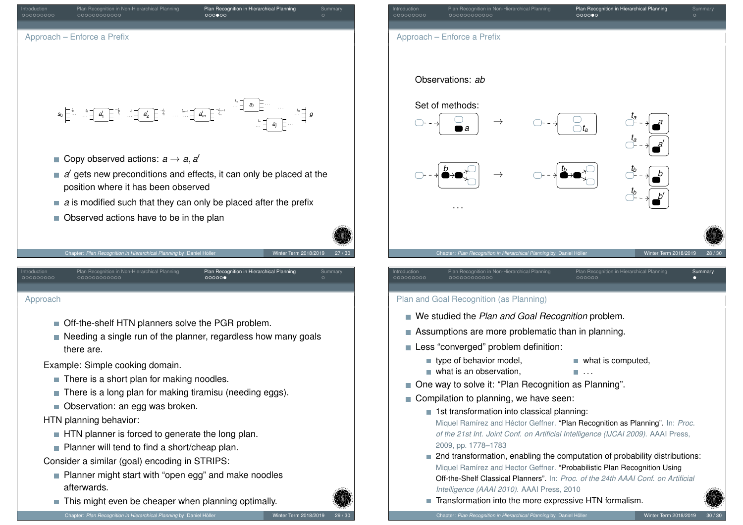## Approach – Enforce a Prefix

$s_0$ $a'_1$ $a'_2$ ... $a'_m$ $a_i$ $a_j$ $g$

- Copy observed actions: $a \rightarrow a, a'$
- $a'$ gets new preconditions and effects, it can only be placed at the position where it has been observed
- $a$ is modified such that they can only be placed after the prefix
- Observed actions have to be in the plan

## Approach – Enforce a Prefix

Observations: *ab*

Set of methods:

$a$ → $t_a$ ; $t_a$ → $a$ ; $t_a$ → $a'$

$b$ → $t_b$ ; $t_b$ → $b$ ; $t_b$ → $b'$

...

## Approach

- Off-the-shelf HTN planners solve the PGR problem.
- Needing a single run of the planner, regardless how many goals there are.

Example: Simple cooking domain.

- There is a short plan for making noodles.
- There is a long plan for making tiramisu (needing eggs).
- Observation: an egg was broken.

HTN planning behavior:

- HTN planner is forced to generate the long plan.
- Planner will tend to find a short/cheap plan.

Consider a similar (goal) encoding in STRIPS:

- Planner might start with "open egg" and make noodles afterwards.
- This might even be cheaper when planning optimally.

## Plan and Goal Recognition (as Planning)

- We studied the *Plan and Goal Recognition* problem.
- Assumptions are more problematic than in planning.
- Less "converged" problem definition:
  - type of behavior model,
  - what is an observation,
  - what is computed,
  - ...
- One way to solve it: "Plan Recognition as Planning".
- Compilation to planning, we have seen:
  - 1st transformation into classical planning:
    Miquel Ramírez and Héctor Geffner. "Plan Recognition as Planning". In: *Proc. of the 21st Int. Joint Conf. on Artificial Intelligence (IJCAI 2009).* AAAI Press, 2009, pp. 1778–1783
  - 2nd transformation, enabling the computation of probability distributions:
    Miquel Ramírez and Hector Geffner. "Probabilistic Plan Recognition Using Off-the-Shelf Classical Planners". In: *Proc. of the 24th AAAI Conf. on Artificial Intelligence (AAAI 2010).* AAAI Press, 2010
  - Transformation into the more expressive HTN formalism.